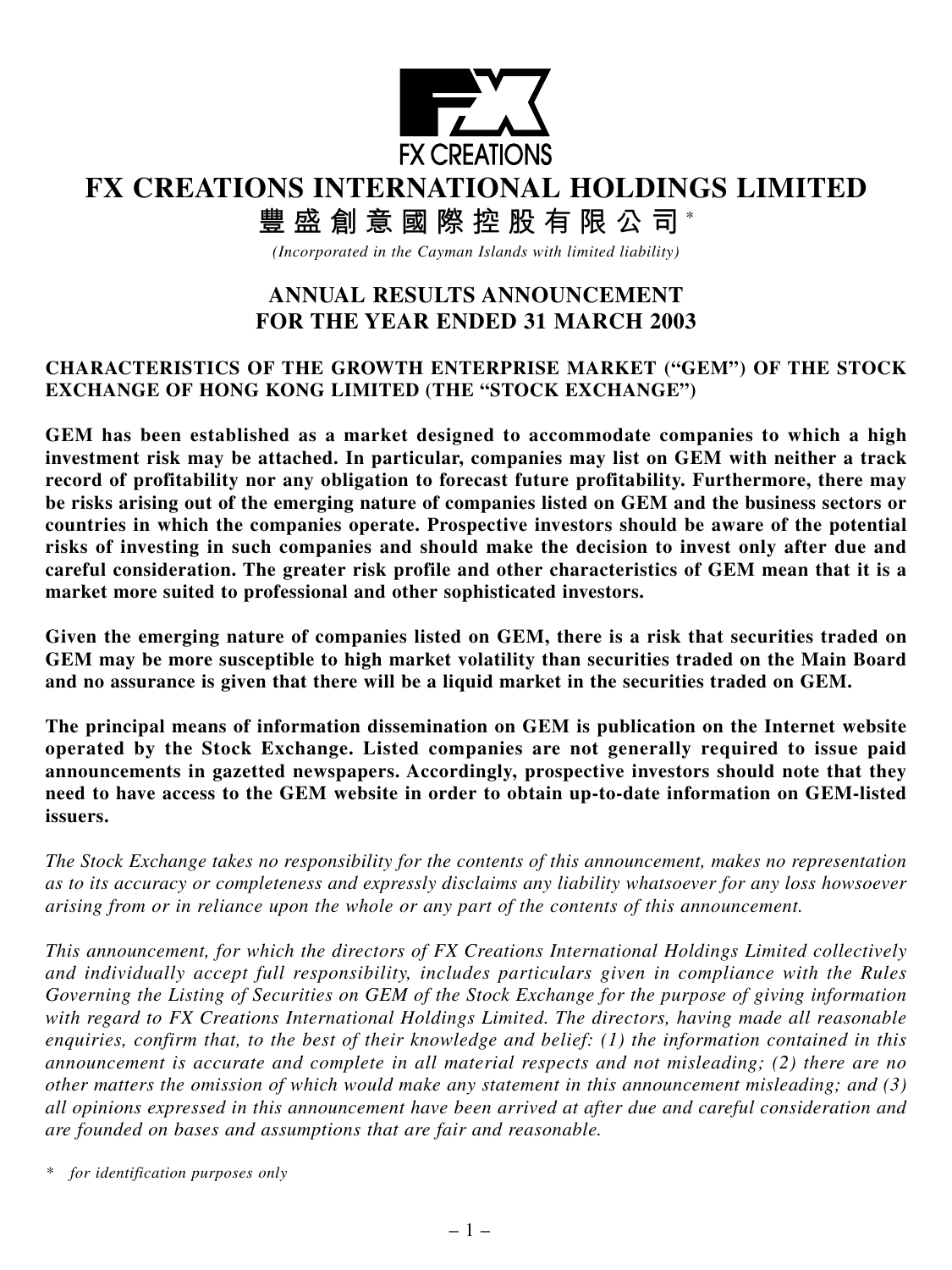FX CREATIONS

# FX CREATIONS INTERNATIONAL HOLDINGS LIMITED

# 豐盛創意國際控股有限公司*

*(Incorporated in the Cayman Islands with limited liability)*

## ANNUAL RESULTS ANNOUNCEMENT FOR THE YEAR ENDED 31 MARCH 2003

### CHARACTERISTICS OF THE GROWTH ENTERPRISE MARKET ("GEM") OF THE STOCK EXCHANGE OF HONG KONG LIMITED (THE "STOCK EXCHANGE")

**GEM has been established as a market designed to accommodate companies to which a high investment risk may be attached. In particular, companies may list on GEM with neither a track record of profitability nor any obligation to forecast future profitability. Furthermore, there may be risks arising out of the emerging nature of companies listed on GEM and the business sectors or countries in which the companies operate. Prospective investors should be aware of the potential risks of investing in such companies and should make the decision to invest only after due and careful consideration. The greater risk profile and other characteristics of GEM mean that it is a market more suited to professional and other sophisticated investors.**

**Given the emerging nature of companies listed on GEM, there is a risk that securities traded on GEM may be more susceptible to high market volatility than securities traded on the Main Board and no assurance is given that there will be a liquid market in the securities traded on GEM.**

**The principal means of information dissemination on GEM is publication on the Internet website operated by the Stock Exchange. Listed companies are not generally required to issue paid announcements in gazetted newspapers. Accordingly, prospective investors should note that they need to have access to the GEM website in order to obtain up-to-date information on GEM-listed issuers.**

*The Stock Exchange takes no responsibility for the contents of this announcement, makes no representation as to its accuracy or completeness and expressly disclaims any liability whatsoever for any loss howsoever arising from or in reliance upon the whole or any part of the contents of this announcement.*

*This announcement, for which the directors of FX Creations International Holdings Limited collectively and individually accept full responsibility, includes particulars given in compliance with the Rules Governing the Listing of Securities on GEM of the Stock Exchange for the purpose of giving information with regard to FX Creations International Holdings Limited. The directors, having made all reasonable enquiries, confirm that, to the best of their knowledge and belief: (1) the information contained in this announcement is accurate and complete in all material respects and not misleading; (2) there are no other matters the omission of which would make any statement in this announcement misleading; and (3) all opinions expressed in this announcement have been arrived at after due and careful consideration and are founded on bases and assumptions that are fair and reasonable.*

\* *for identification purposes only*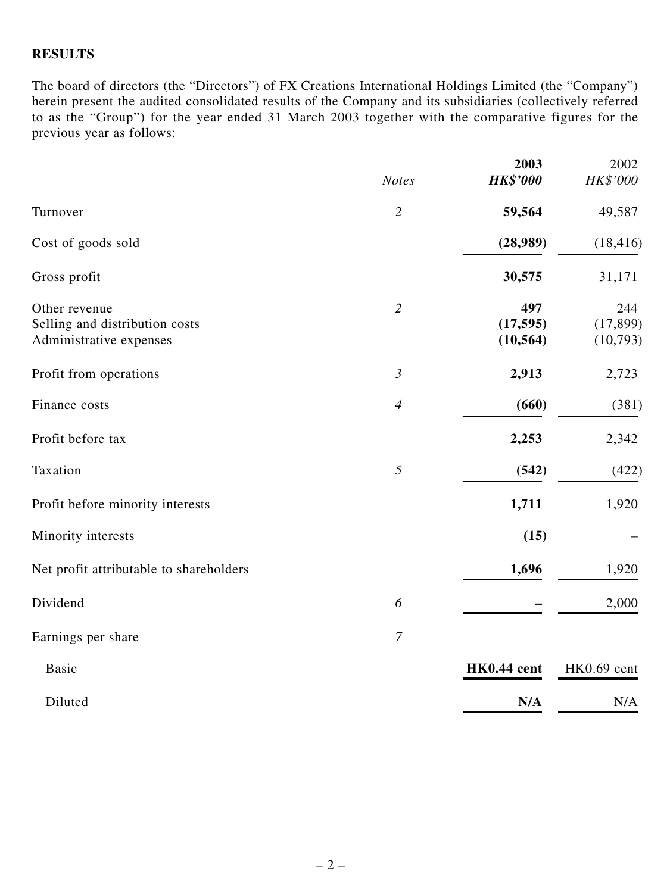**RESULTS**

The board of directors (the "Directors") of FX Creations International Holdings Limited (the "Company") herein present the audited consolidated results of the Company and its subsidiaries (collectively referred to as the "Group") for the year ended 31 March 2003 together with the comparative figures for the previous year as follows:

| | *Notes* | **2003** | 2002 |
|---|---|---|---|
| | | ***HK$'000*** | *HK$'000* |
| Turnover | *2* | **59,564** | 49,587 |
| Cost of goods sold | | **(28,989)** | (18,416) |
| Gross profit | | **30,575** | 31,171 |
| Other revenue | *2* | **497** | 244 |
| Selling and distribution costs | | **(17,595)** | (17,899) |
| Administrative expenses | | **(10,564)** | (10,793) |
| Profit from operations | *3* | **2,913** | 2,723 |
| Finance costs | *4* | **(660)** | (381) |
| Profit before tax | | **2,253** | 2,342 |
| Taxation | *5* | **(542)** | (422) |
| Profit before minority interests | | **1,711** | 1,920 |
| Minority interests | | **(15)** | – |
| Net profit attributable to shareholders | | **1,696** | 1,920 |
| Dividend | *6* | **–** | 2,000 |
| Earnings per share | *7* | | |
| Basic | | **HK0.44 cent** | HK0.69 cent |
| Diluted | | **N/A** | N/A |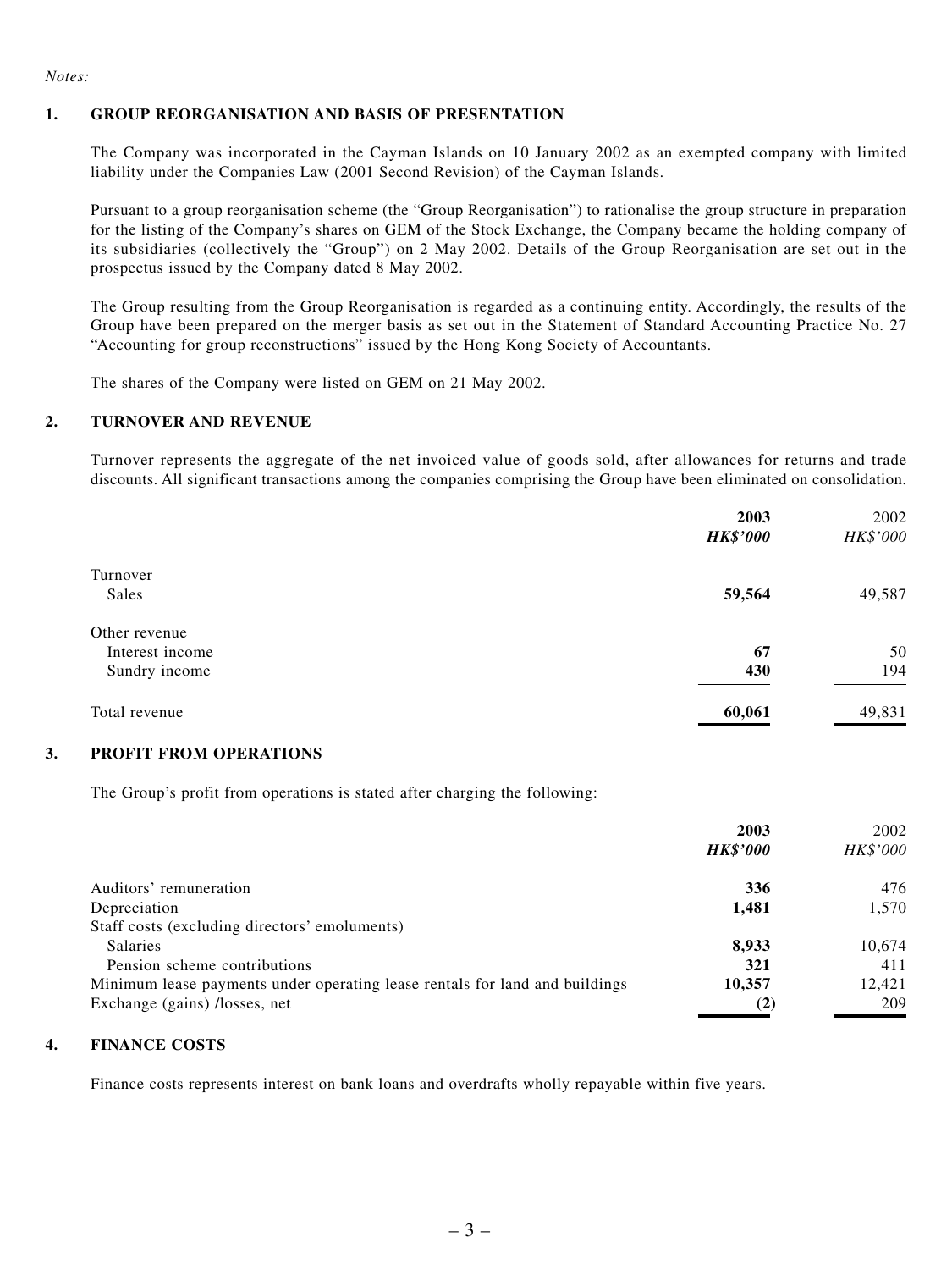*Notes:*

## 1. GROUP REORGANISATION AND BASIS OF PRESENTATION

The Company was incorporated in the Cayman Islands on 10 January 2002 as an exempted company with limited liability under the Companies Law (2001 Second Revision) of the Cayman Islands.

Pursuant to a group reorganisation scheme (the "Group Reorganisation") to rationalise the group structure in preparation for the listing of the Company's shares on GEM of the Stock Exchange, the Company became the holding company of its subsidiaries (collectively the "Group") on 2 May 2002. Details of the Group Reorganisation are set out in the prospectus issued by the Company dated 8 May 2002.

The Group resulting from the Group Reorganisation is regarded as a continuing entity. Accordingly, the results of the Group have been prepared on the merger basis as set out in the Statement of Standard Accounting Practice No. 27 "Accounting for group reconstructions" issued by the Hong Kong Society of Accountants.

The shares of the Company were listed on GEM on 21 May 2002.

## 2. TURNOVER AND REVENUE

Turnover represents the aggregate of the net invoiced value of goods sold, after allowances for returns and trade discounts. All significant transactions among the companies comprising the Group have been eliminated on consolidation.

| | **2003** | 2002 |
|---|---|---|
| | ***HK$'000*** | *HK$'000* |
| Turnover | | |
| Sales | **59,564** | 49,587 |
| Other revenue | | |
| Interest income | **67** | 50 |
| Sundry income | **430** | 194 |
| Total revenue | **60,061** | 49,831 |

## 3. PROFIT FROM OPERATIONS

The Group's profit from operations is stated after charging the following:

| | **2003** | 2002 |
|---|---|---|
| | ***HK$'000*** | *HK$'000* |
| Auditors' remuneration | **336** | 476 |
| Depreciation | **1,481** | 1,570 |
| Staff costs (excluding directors' emoluments) | | |
| Salaries | **8,933** | 10,674 |
| Pension scheme contributions | **321** | 411 |
| Minimum lease payments under operating lease rentals for land and buildings | **10,357** | 12,421 |
| Exchange (gains) /losses, net | **(2)** | 209 |

## 4. FINANCE COSTS

Finance costs represents interest on bank loans and overdrafts wholly repayable within five years.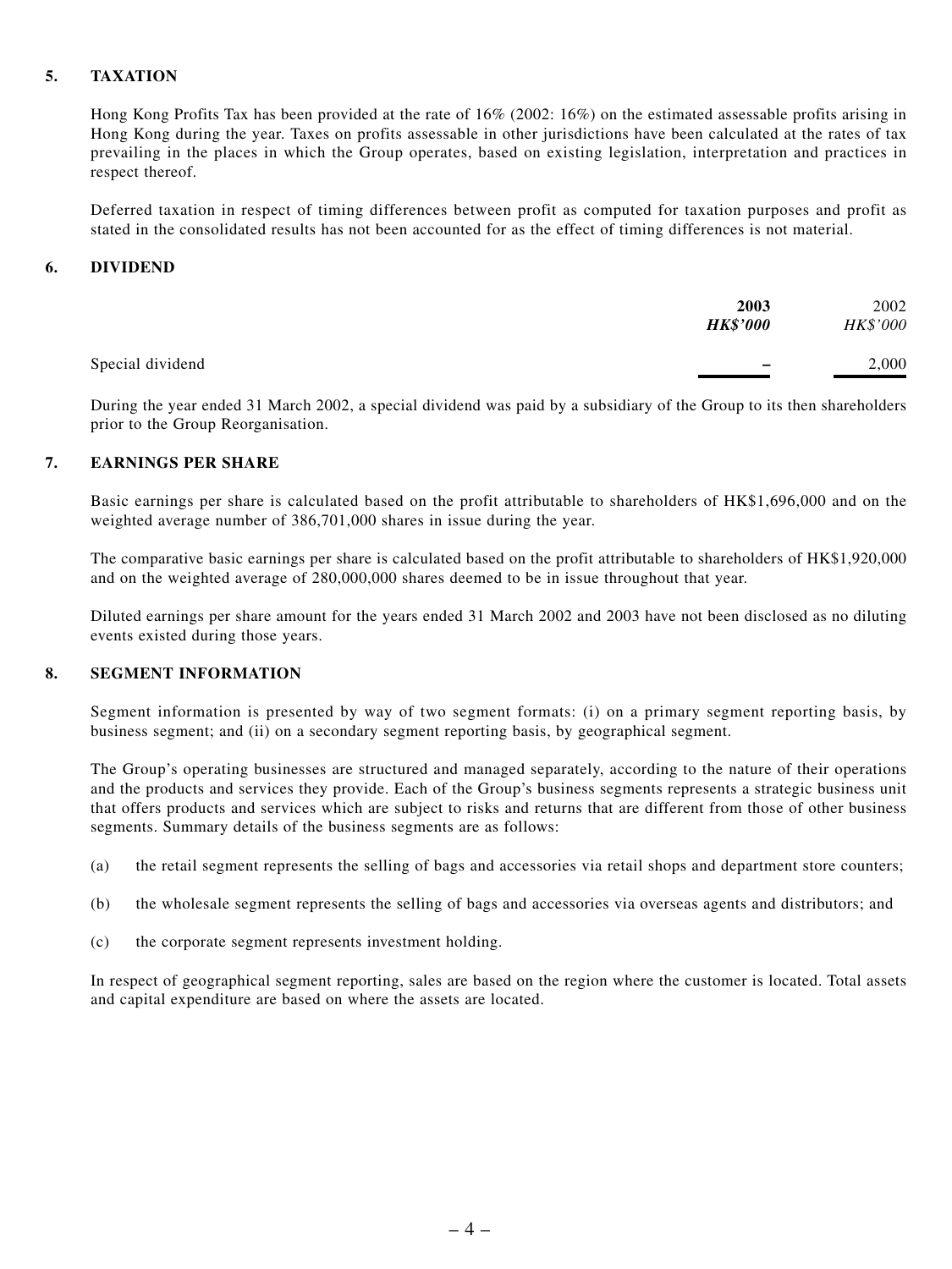## 5. TAXATION

Hong Kong Profits Tax has been provided at the rate of 16% (2002: 16%) on the estimated assessable profits arising in Hong Kong during the year. Taxes on profits assessable in other jurisdictions have been calculated at the rates of tax prevailing in the places in which the Group operates, based on existing legislation, interpretation and practices in respect thereof.

Deferred taxation in respect of timing differences between profit as computed for taxation purposes and profit as stated in the consolidated results has not been accounted for as the effect of timing differences is not material.

## 6. DIVIDEND

| | **2003** | 2002 |
|---|---|---|
| | ***HK$'000*** | *HK$'000* |
| Special dividend | – | 2,000 |

During the year ended 31 March 2002, a special dividend was paid by a subsidiary of the Group to its then shareholders prior to the Group Reorganisation.

## 7. EARNINGS PER SHARE

Basic earnings per share is calculated based on the profit attributable to shareholders of HK$1,696,000 and on the weighted average number of 386,701,000 shares in issue during the year.

The comparative basic earnings per share is calculated based on the profit attributable to shareholders of HK$1,920,000 and on the weighted average of 280,000,000 shares deemed to be in issue throughout that year.

Diluted earnings per share amount for the years ended 31 March 2002 and 2003 have not been disclosed as no diluting events existed during those years.

## 8. SEGMENT INFORMATION

Segment information is presented by way of two segment formats: (i) on a primary segment reporting basis, by business segment; and (ii) on a secondary segment reporting basis, by geographical segment.

The Group's operating businesses are structured and managed separately, according to the nature of their operations and the products and services they provide. Each of the Group's business segments represents a strategic business unit that offers products and services which are subject to risks and returns that are different from those of other business segments. Summary details of the business segments are as follows:

(a) the retail segment represents the selling of bags and accessories via retail shops and department store counters;

(b) the wholesale segment represents the selling of bags and accessories via overseas agents and distributors; and

(c) the corporate segment represents investment holding.

In respect of geographical segment reporting, sales are based on the region where the customer is located. Total assets and capital expenditure are based on where the assets are located.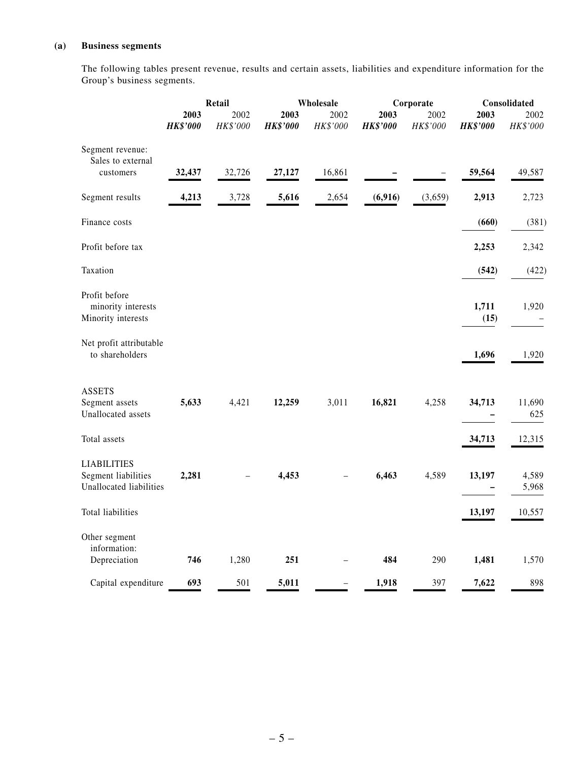### (a) Business segments

The following tables present revenue, results and certain assets, liabilities and expenditure information for the Group's business segments.

| | Retail | | Wholesale | | Corporate | | Consolidated | |
|---|---|---|---|---|---|---|---|---|
| | **2003** | 2002 | **2003** | 2002 | **2003** | 2002 | **2003** | 2002 |
| | ***HK$'000*** | *HK$'000* | ***HK$'000*** | *HK$'000* | ***HK$'000*** | *HK$'000* | ***HK$'000*** | *HK$'000* |
| Segment revenue: Sales to external customers | **32,437** | 32,726 | **27,127** | 16,861 | **–** | – | **59,564** | 49,587 |
| Segment results | **4,213** | 3,728 | **5,616** | 2,654 | **(6,916)** | (3,659) | **2,913** | 2,723 |
| Finance costs | | | | | | | **(660)** | (381) |
| Profit before tax | | | | | | | **2,253** | 2,342 |
| Taxation | | | | | | | **(542)** | (422) |
| Profit before minority interests | | | | | | | **1,711** | 1,920 |
| Minority interests | | | | | | | **(15)** | – |
| Net profit attributable to shareholders | | | | | | | **1,696** | 1,920 |
| ASSETS | | | | | | | | |
| Segment assets | **5,633** | 4,421 | **12,259** | 3,011 | **16,821** | 4,258 | **34,713** | 11,690 |
| Unallocated assets | | | | | | | **–** | 625 |
| Total assets | | | | | | | **34,713** | 12,315 |
| LIABILITIES | | | | | | | | |
| Segment liabilities | **2,281** | – | **4,453** | – | **6,463** | 4,589 | **13,197** | 4,589 |
| Unallocated liabilities | | | | | | | **–** | 5,968 |
| Total liabilities | | | | | | | **13,197** | 10,557 |
| Other segment information: | | | | | | | | |
| Depreciation | **746** | 1,280 | **251** | – | **484** | 290 | **1,481** | 1,570 |
| Capital expenditure | **693** | 501 | **5,011** | – | **1,918** | 397 | **7,622** | 898 |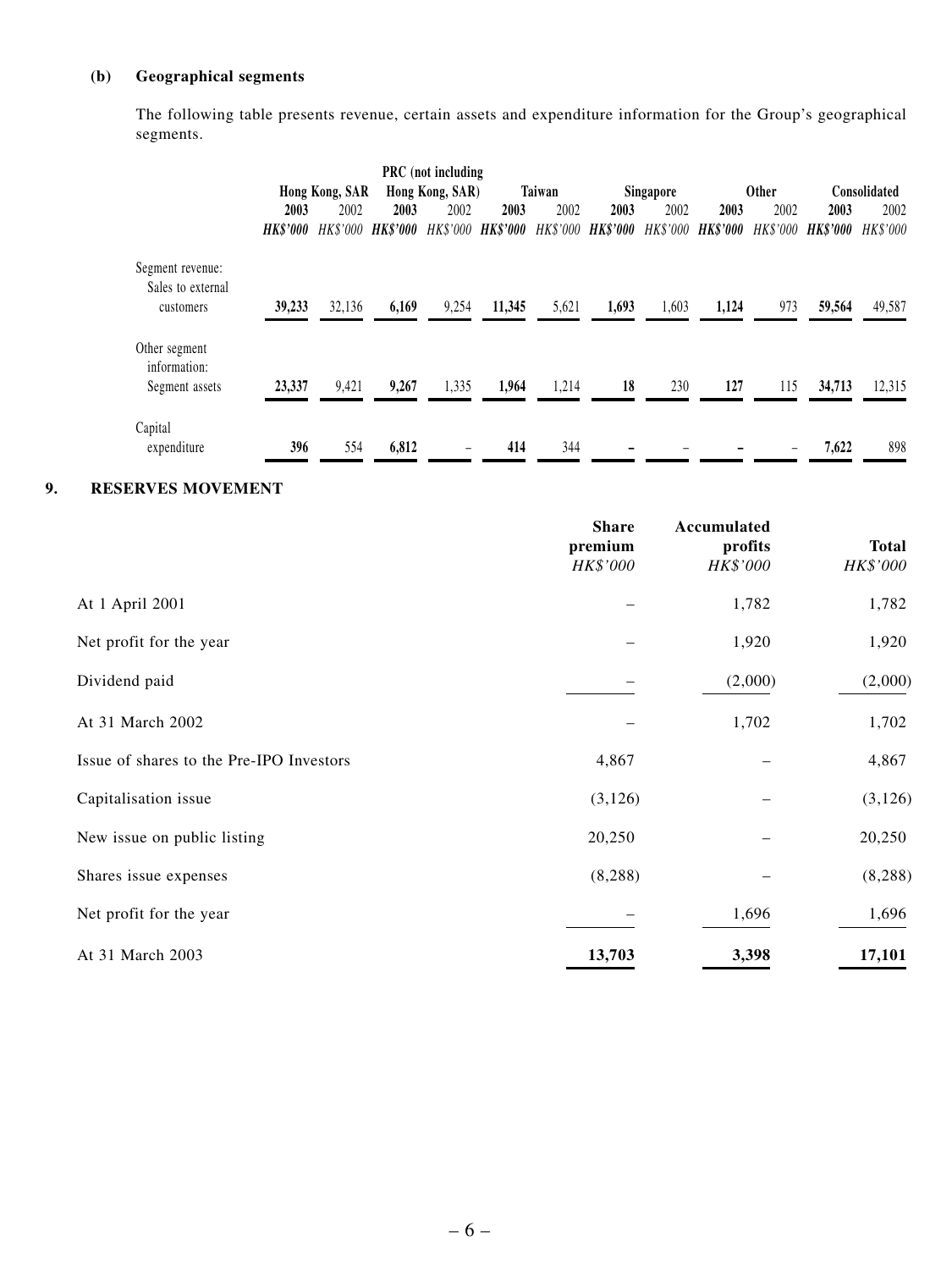**(b) Geographical segments**

The following table presents revenue, certain assets and expenditure information for the Group's geographical segments.

| | Hong Kong, SAR | | PRC (not including Hong Kong, SAR) | | Taiwan | | Singapore | | Other | | Consolidated | |
|---|---|---|---|---|---|---|---|---|---|---|---|---|
| | **2003** | 2002 | **2003** | 2002 | **2003** | 2002 | **2003** | 2002 | **2003** | 2002 | **2003** | 2002 |
| | ***HK$'000*** | *HK$'000* | ***HK$'000*** | *HK$'000* | ***HK$'000*** | *HK$'000* | ***HK$'000*** | *HK$'000* | ***HK$'000*** | *HK$'000* | ***HK$'000*** | *HK$'000* |
| Segment revenue: | | | | | | | | | | | | |
| Sales to external customers | **39,233** | 32,136 | **6,169** | 9,254 | **11,345** | 5,621 | **1,693** | 1,603 | **1,124** | 973 | **59,564** | 49,587 |
| Other segment information: | | | | | | | | | | | | |
| Segment assets | **23,337** | 9,421 | **9,267** | 1,335 | **1,964** | 1,214 | **18** | 230 | **127** | 115 | **34,713** | 12,315 |
| Capital expenditure | **396** | 554 | **6,812** | – | **414** | 344 | **–** | – | **–** | – | **7,622** | 898 |

## 9. RESERVES MOVEMENT

| | Share premium | Accumulated profits | Total |
|---|---|---|---|
| | *HK$'000* | *HK$'000* | *HK$'000* |
| At 1 April 2001 | – | 1,782 | 1,782 |
| Net profit for the year | – | 1,920 | 1,920 |
| Dividend paid | – | (2,000) | (2,000) |
| At 31 March 2002 | – | 1,702 | 1,702 |
| Issue of shares to the Pre-IPO Investors | 4,867 | – | 4,867 |
| Capitalisation issue | (3,126) | – | (3,126) |
| New issue on public listing | 20,250 | – | 20,250 |
| Shares issue expenses | (8,288) | – | (8,288) |
| Net profit for the year | – | 1,696 | 1,696 |
| At 31 March 2003 | **13,703** | **3,398** | **17,101** |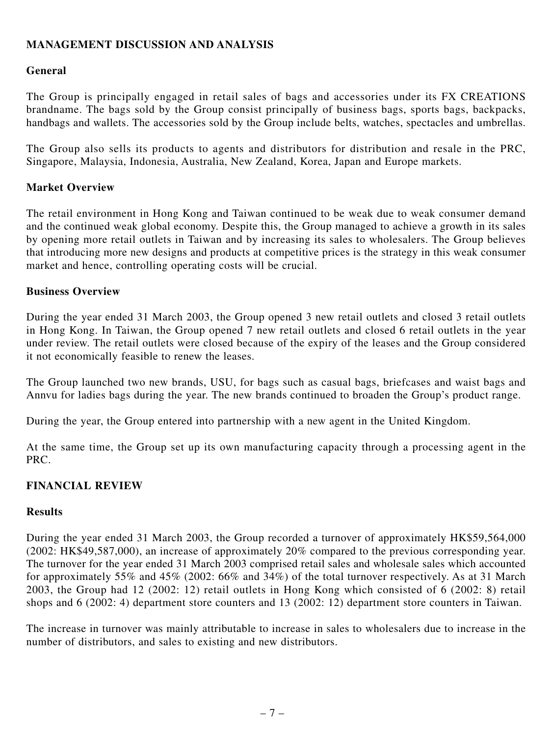## MANAGEMENT DISCUSSION AND ANALYSIS

### General

The Group is principally engaged in retail sales of bags and accessories under its FX CREATIONS brandname. The bags sold by the Group consist principally of business bags, sports bags, backpacks, handbags and wallets. The accessories sold by the Group include belts, watches, spectacles and umbrellas.

The Group also sells its products to agents and distributors for distribution and resale in the PRC, Singapore, Malaysia, Indonesia, Australia, New Zealand, Korea, Japan and Europe markets.

### Market Overview

The retail environment in Hong Kong and Taiwan continued to be weak due to weak consumer demand and the continued weak global economy. Despite this, the Group managed to achieve a growth in its sales by opening more retail outlets in Taiwan and by increasing its sales to wholesalers. The Group believes that introducing more new designs and products at competitive prices is the strategy in this weak consumer market and hence, controlling operating costs will be crucial.

### Business Overview

During the year ended 31 March 2003, the Group opened 3 new retail outlets and closed 3 retail outlets in Hong Kong. In Taiwan, the Group opened 7 new retail outlets and closed 6 retail outlets in the year under review. The retail outlets were closed because of the expiry of the leases and the Group considered it not economically feasible to renew the leases.

The Group launched two new brands, USU, for bags such as casual bags, briefcases and waist bags and Annvu for ladies bags during the year. The new brands continued to broaden the Group's product range.

During the year, the Group entered into partnership with a new agent in the United Kingdom.

At the same time, the Group set up its own manufacturing capacity through a processing agent in the PRC.

## FINANCIAL REVIEW

### Results

During the year ended 31 March 2003, the Group recorded a turnover of approximately HK$59,564,000 (2002: HK$49,587,000), an increase of approximately 20% compared to the previous corresponding year. The turnover for the year ended 31 March 2003 comprised retail sales and wholesale sales which accounted for approximately 55% and 45% (2002: 66% and 34%) of the total turnover respectively. As at 31 March 2003, the Group had 12 (2002: 12) retail outlets in Hong Kong which consisted of 6 (2002: 8) retail shops and 6 (2002: 4) department store counters and 13 (2002: 12) department store counters in Taiwan.

The increase in turnover was mainly attributable to increase in sales to wholesalers due to increase in the number of distributors, and sales to existing and new distributors.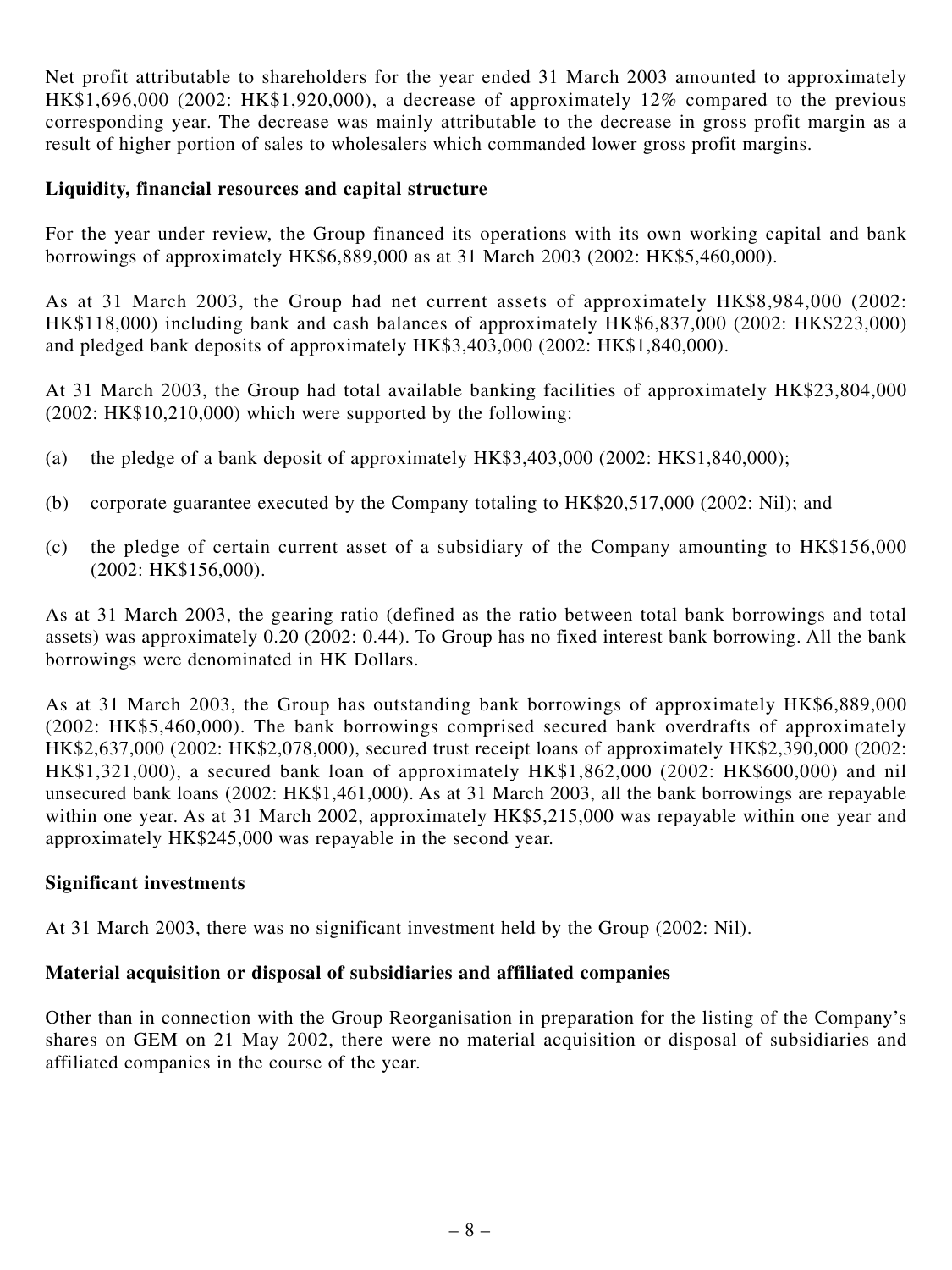Net profit attributable to shareholders for the year ended 31 March 2003 amounted to approximately HK$1,696,000 (2002: HK$1,920,000), a decrease of approximately 12% compared to the previous corresponding year. The decrease was mainly attributable to the decrease in gross profit margin as a result of higher portion of sales to wholesalers which commanded lower gross profit margins.

**Liquidity, financial resources and capital structure**

For the year under review, the Group financed its operations with its own working capital and bank borrowings of approximately HK$6,889,000 as at 31 March 2003 (2002: HK$5,460,000).

As at 31 March 2003, the Group had net current assets of approximately HK$8,984,000 (2002: HK$118,000) including bank and cash balances of approximately HK$6,837,000 (2002: HK$223,000) and pledged bank deposits of approximately HK$3,403,000 (2002: HK$1,840,000).

At 31 March 2003, the Group had total available banking facilities of approximately HK$23,804,000 (2002: HK$10,210,000) which were supported by the following:

(a) the pledge of a bank deposit of approximately HK$3,403,000 (2002: HK$1,840,000);

(b) corporate guarantee executed by the Company totaling to HK$20,517,000 (2002: Nil); and

(c) the pledge of certain current asset of a subsidiary of the Company amounting to HK$156,000 (2002: HK$156,000).

As at 31 March 2003, the gearing ratio (defined as the ratio between total bank borrowings and total assets) was approximately 0.20 (2002: 0.44). To Group has no fixed interest bank borrowing. All the bank borrowings were denominated in HK Dollars.

As at 31 March 2003, the Group has outstanding bank borrowings of approximately HK$6,889,000 (2002: HK$5,460,000). The bank borrowings comprised secured bank overdrafts of approximately HK$2,637,000 (2002: HK$2,078,000), secured trust receipt loans of approximately HK$2,390,000 (2002: HK$1,321,000), a secured bank loan of approximately HK$1,862,000 (2002: HK$600,000) and nil unsecured bank loans (2002: HK$1,461,000). As at 31 March 2003, all the bank borrowings are repayable within one year. As at 31 March 2002, approximately HK$5,215,000 was repayable within one year and approximately HK$245,000 was repayable in the second year.

**Significant investments**

At 31 March 2003, there was no significant investment held by the Group (2002: Nil).

**Material acquisition or disposal of subsidiaries and affiliated companies**

Other than in connection with the Group Reorganisation in preparation for the listing of the Company's shares on GEM on 21 May 2002, there were no material acquisition or disposal of subsidiaries and affiliated companies in the course of the year.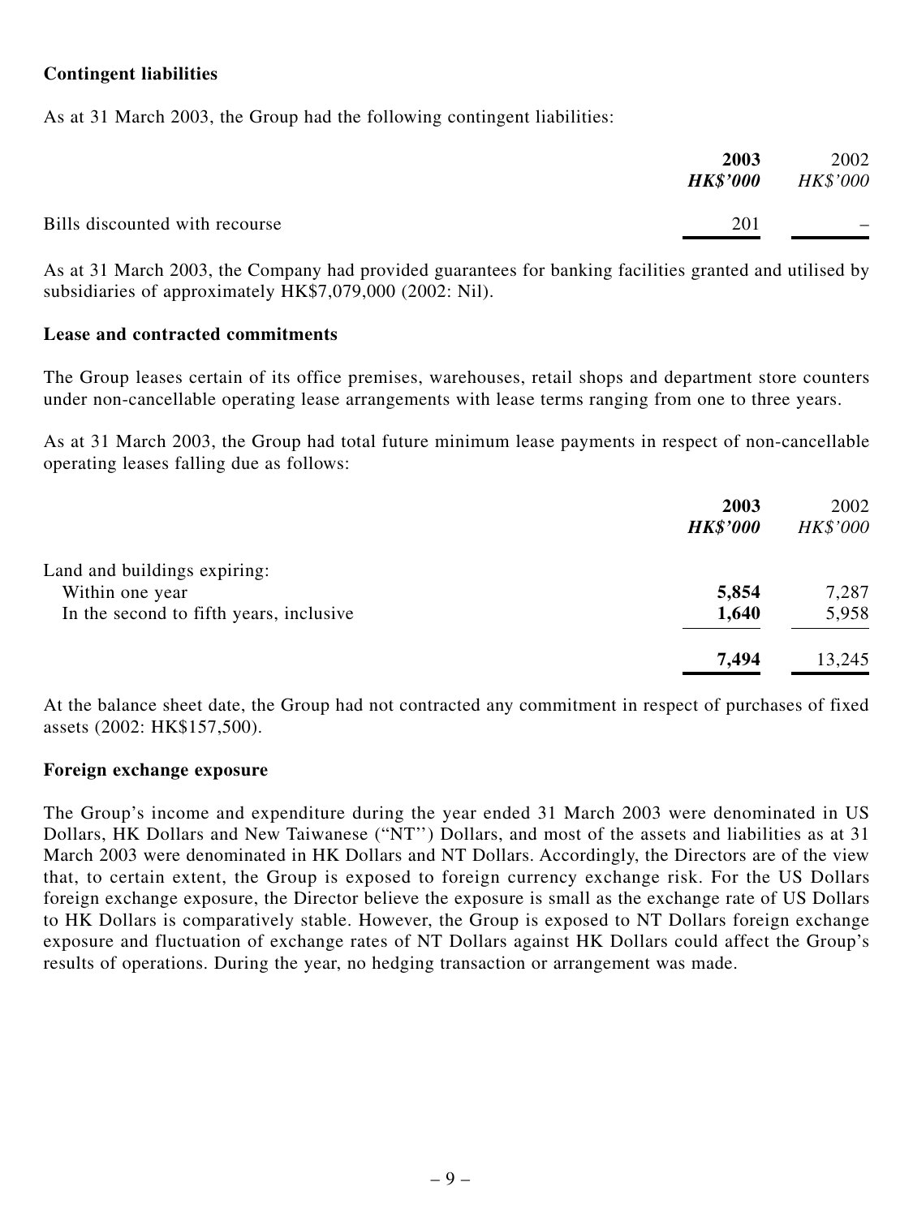**Contingent liabilities**

As at 31 March 2003, the Group had the following contingent liabilities:

| | **2003** *HK$'000* | 2002 *HK$'000* |
|---|---|---|
| Bills discounted with recourse | 201 | – |

As at 31 March 2003, the Company had provided guarantees for banking facilities granted and utilised by subsidiaries of approximately HK$7,079,000 (2002: Nil).

**Lease and contracted commitments**

The Group leases certain of its office premises, warehouses, retail shops and department store counters under non-cancellable operating lease arrangements with lease terms ranging from one to three years.

As at 31 March 2003, the Group had total future minimum lease payments in respect of non-cancellable operating leases falling due as follows:

| | **2003** *HK$'000* | 2002 *HK$'000* |
|---|---|---|
| Land and buildings expiring: | | |
| Within one year | **5,854** | 7,287 |
| In the second to fifth years, inclusive | **1,640** | 5,958 |
| | **7,494** | 13,245 |

At the balance sheet date, the Group had not contracted any commitment in respect of purchases of fixed assets (2002: HK$157,500).

**Foreign exchange exposure**

The Group's income and expenditure during the year ended 31 March 2003 were denominated in US Dollars, HK Dollars and New Taiwanese ("NT") Dollars, and most of the assets and liabilities as at 31 March 2003 were denominated in HK Dollars and NT Dollars. Accordingly, the Directors are of the view that, to certain extent, the Group is exposed to foreign currency exchange risk. For the US Dollars foreign exchange exposure, the Director believe the exposure is small as the exchange rate of US Dollars to HK Dollars is comparatively stable. However, the Group is exposed to NT Dollars foreign exchange exposure and fluctuation of exchange rates of NT Dollars against HK Dollars could affect the Group's results of operations. During the year, no hedging transaction or arrangement was made.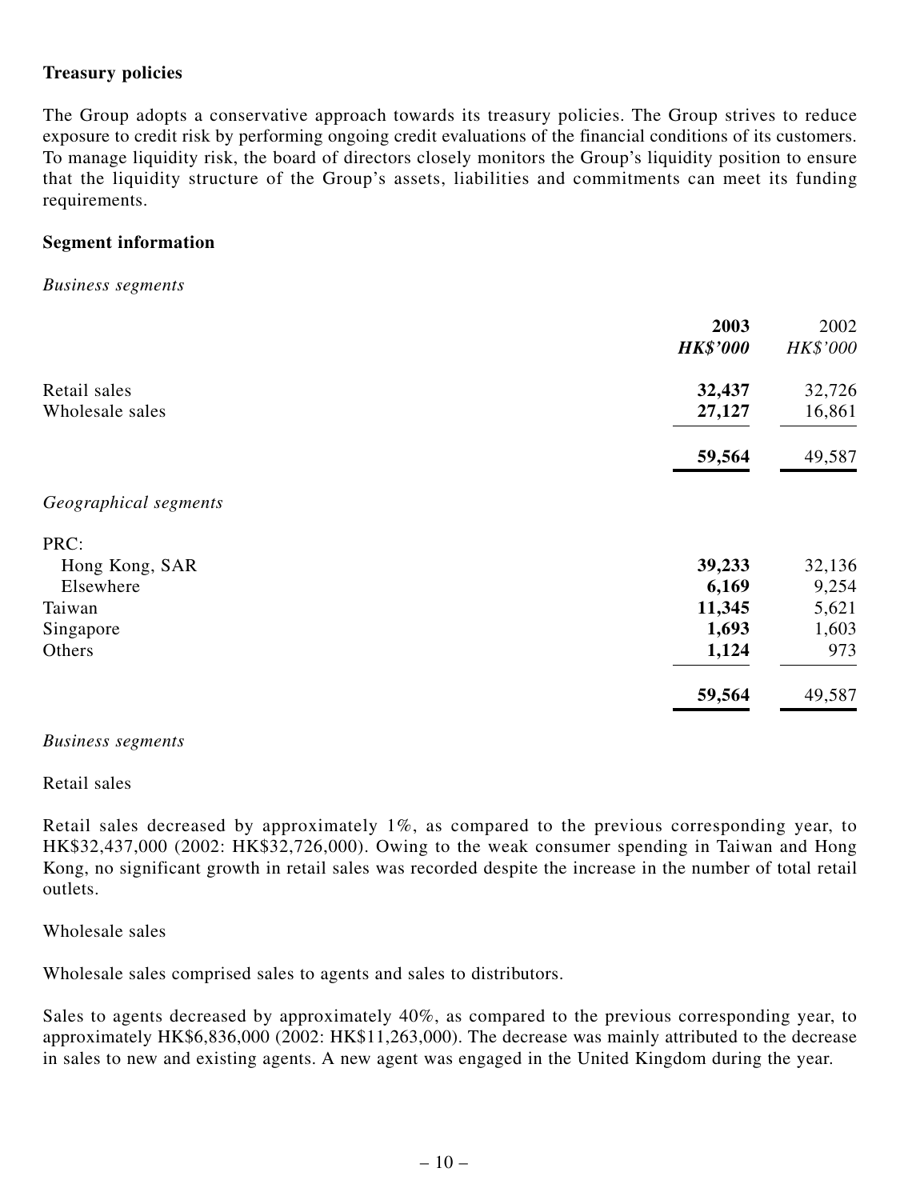**Treasury policies**

The Group adopts a conservative approach towards its treasury policies. The Group strives to reduce exposure to credit risk by performing ongoing credit evaluations of the financial conditions of its customers. To manage liquidity risk, the board of directors closely monitors the Group's liquidity position to ensure that the liquidity structure of the Group's assets, liabilities and commitments can meet its funding requirements.

**Segment information**

*Business segments*

| | **2003** | 2002 |
|---|---|---|
| | ***HK$'000*** | *HK$'000* |
| Retail sales | **32,437** | 32,726 |
| Wholesale sales | **27,127** | 16,861 |
| | **59,564** | 49,587 |

*Geographical segments*

| | **2003** | 2002 |
|---|---|---|
| PRC: | | |
| Hong Kong, SAR | **39,233** | 32,136 |
| Elsewhere | **6,169** | 9,254 |
| Taiwan | **11,345** | 5,621 |
| Singapore | **1,693** | 1,603 |
| Others | **1,124** | 973 |
| | **59,564** | 49,587 |

*Business segments*

Retail sales

Retail sales decreased by approximately 1%, as compared to the previous corresponding year, to HK$32,437,000 (2002: HK$32,726,000). Owing to the weak consumer spending in Taiwan and Hong Kong, no significant growth in retail sales was recorded despite the increase in the number of total retail outlets.

Wholesale sales

Wholesale sales comprised sales to agents and sales to distributors.

Sales to agents decreased by approximately 40%, as compared to the previous corresponding year, to approximately HK$6,836,000 (2002: HK$11,263,000). The decrease was mainly attributed to the decrease in sales to new and existing agents. A new agent was engaged in the United Kingdom during the year.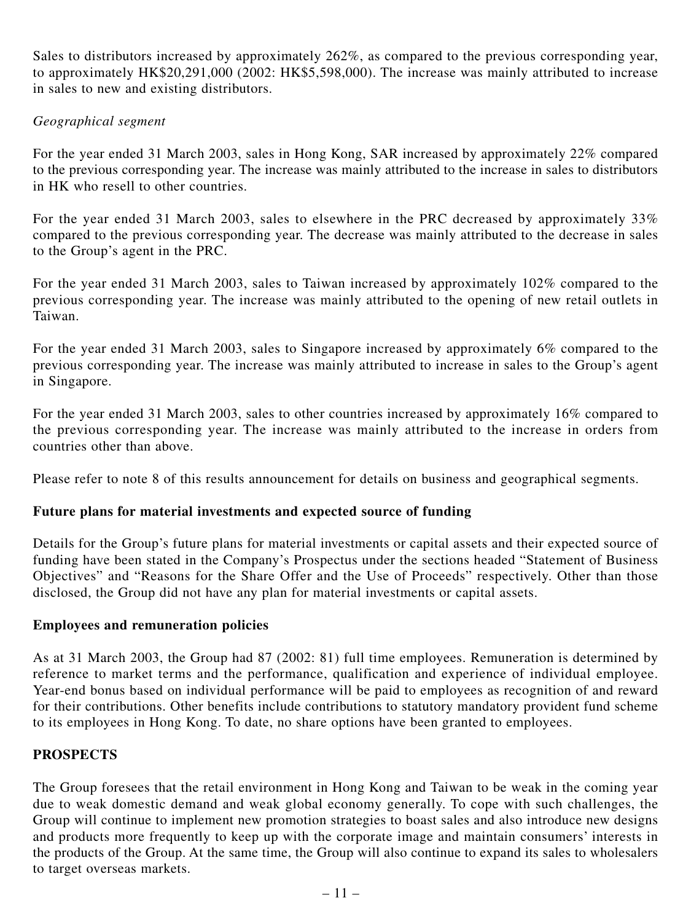Sales to distributors increased by approximately 262%, as compared to the previous corresponding year, to approximately HK$20,291,000 (2002: HK$5,598,000). The increase was mainly attributed to increase in sales to new and existing distributors.

*Geographical segment*

For the year ended 31 March 2003, sales in Hong Kong, SAR increased by approximately 22% compared to the previous corresponding year. The increase was mainly attributed to the increase in sales to distributors in HK who resell to other countries.

For the year ended 31 March 2003, sales to elsewhere in the PRC decreased by approximately 33% compared to the previous corresponding year. The decrease was mainly attributed to the decrease in sales to the Group's agent in the PRC.

For the year ended 31 March 2003, sales to Taiwan increased by approximately 102% compared to the previous corresponding year. The increase was mainly attributed to the opening of new retail outlets in Taiwan.

For the year ended 31 March 2003, sales to Singapore increased by approximately 6% compared to the previous corresponding year. The increase was mainly attributed to increase in sales to the Group's agent in Singapore.

For the year ended 31 March 2003, sales to other countries increased by approximately 16% compared to the previous corresponding year. The increase was mainly attributed to the increase in orders from countries other than above.

Please refer to note 8 of this results announcement for details on business and geographical segments.

**Future plans for material investments and expected source of funding**

Details for the Group's future plans for material investments or capital assets and their expected source of funding have been stated in the Company's Prospectus under the sections headed "Statement of Business Objectives" and "Reasons for the Share Offer and the Use of Proceeds" respectively. Other than those disclosed, the Group did not have any plan for material investments or capital assets.

**Employees and remuneration policies**

As at 31 March 2003, the Group had 87 (2002: 81) full time employees. Remuneration is determined by reference to market terms and the performance, qualification and experience of individual employee. Year-end bonus based on individual performance will be paid to employees as recognition of and reward for their contributions. Other benefits include contributions to statutory mandatory provident fund scheme to its employees in Hong Kong. To date, no share options have been granted to employees.

**PROSPECTS**

The Group foresees that the retail environment in Hong Kong and Taiwan to be weak in the coming year due to weak domestic demand and weak global economy generally. To cope with such challenges, the Group will continue to implement new promotion strategies to boast sales and also introduce new designs and products more frequently to keep up with the corporate image and maintain consumers' interests in the products of the Group. At the same time, the Group will also continue to expand its sales to wholesalers to target overseas markets.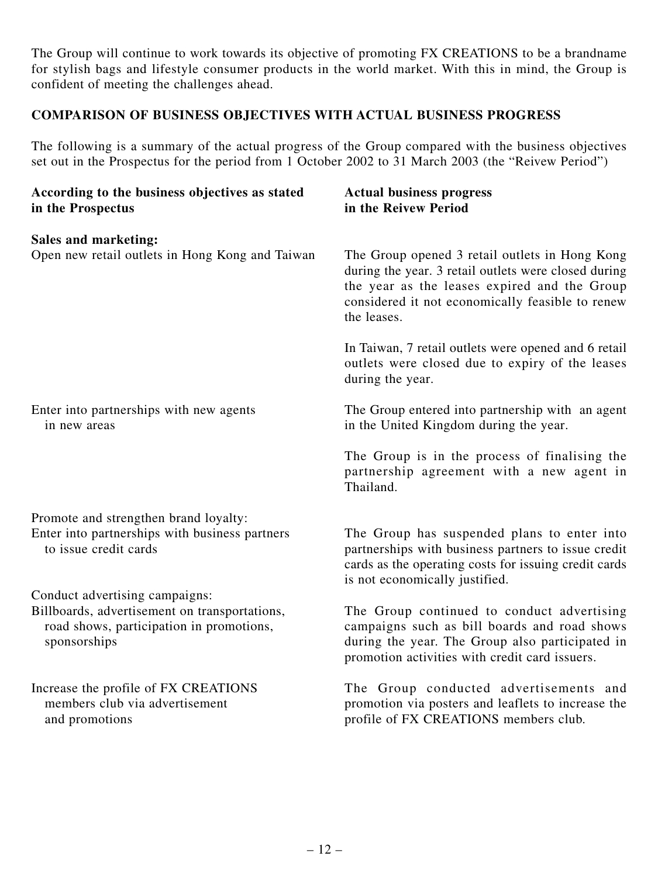The Group will continue to work towards its objective of promoting FX CREATIONS to be a brandname for stylish bags and lifestyle consumer products in the world market. With this in mind, the Group is confident of meeting the challenges ahead.

## COMPARISON OF BUSINESS OBJECTIVES WITH ACTUAL BUSINESS PROGRESS

The following is a summary of the actual progress of the Group compared with the business objectives set out in the Prospectus for the period from 1 October 2002 to 31 March 2003 (the "Reivew Period")

| According to the business objectives as stated in the Prospectus | Actual business progress in the Reivew Period |
|---|---|
| **Sales and marketing:** | |
| Open new retail outlets in Hong Kong and Taiwan | The Group opened 3 retail outlets in Hong Kong during the year. 3 retail outlets were closed during the year as the leases expired and the Group considered it not economically feasible to renew the leases. |
| | In Taiwan, 7 retail outlets were opened and 6 retail outlets were closed due to expiry of the leases during the year. |
| Enter into partnerships with new agents in new areas | The Group entered into partnership with an agent in the United Kingdom during the year. |
| | The Group is in the process of finalising the partnership agreement with a new agent in Thailand. |
| Promote and strengthen brand loyalty: | |
| Enter into partnerships with business partners to issue credit cards | The Group has suspended plans to enter into partnerships with business partners to issue credit cards as the operating costs for issuing credit cards is not economically justified. |
| Conduct advertising campaigns: | |
| Billboards, advertisement on transportations, road shows, participation in promotions, sponsorships | The Group continued to conduct advertising campaigns such as bill boards and road shows during the year. The Group also participated in promotion activities with credit card issuers. |
| Increase the profile of FX CREATIONS members club via advertisement and promotions | The Group conducted advertisements and promotion via posters and leaflets to increase the profile of FX CREATIONS members club. |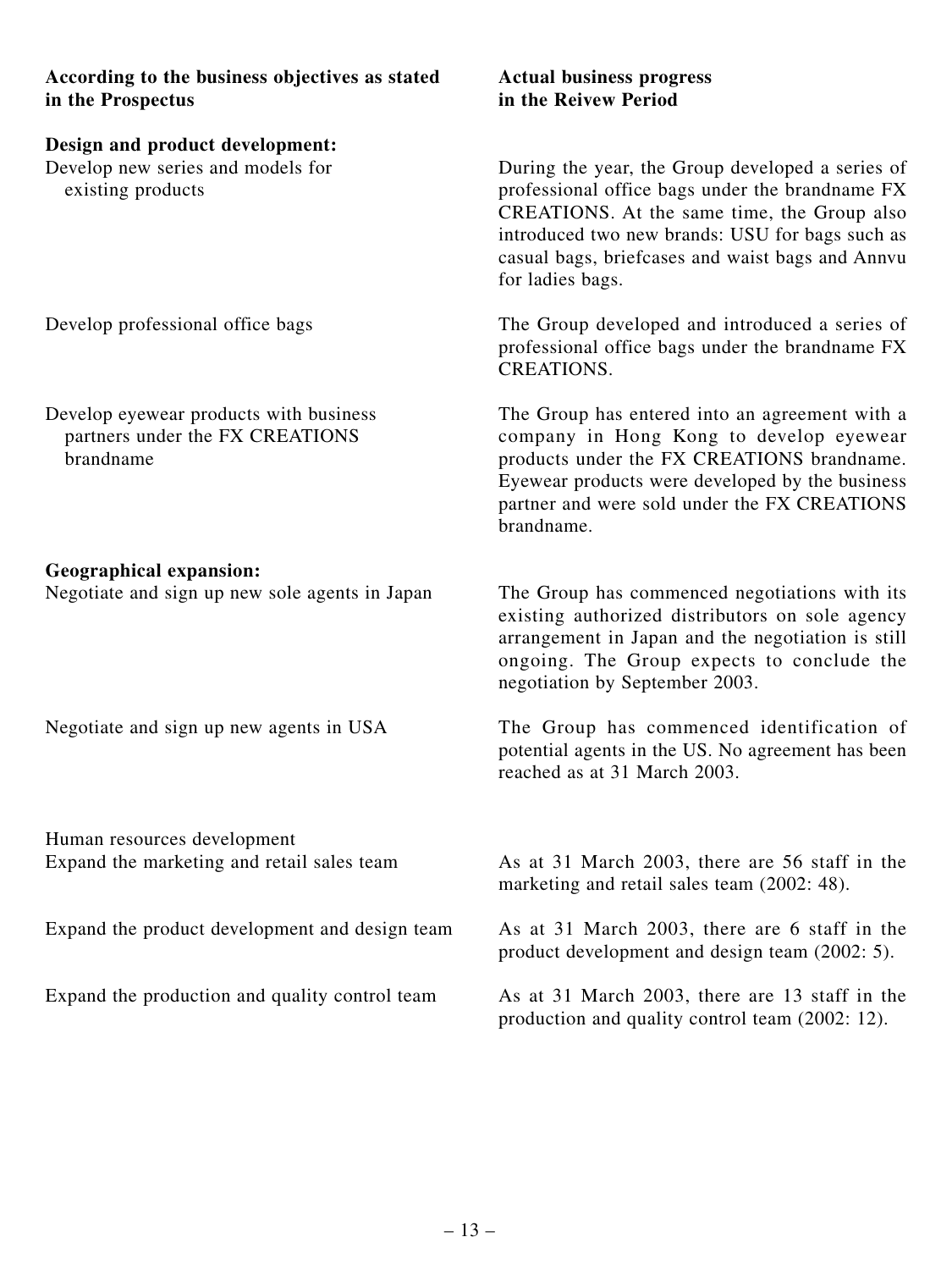| According to the business objectives as stated in the Prospectus | Actual business progress in the Reivew Period |
|---|---|
| **Design and product development:** | |
| Develop new series and models for existing products | During the year, the Group developed a series of professional office bags under the brandname FX CREATIONS. At the same time, the Group also introduced two new brands: USU for bags such as casual bags, briefcases and waist bags and Annvu for ladies bags. |
| Develop professional office bags | The Group developed and introduced a series of professional office bags under the brandname FX CREATIONS. |
| Develop eyewear products with business partners under the FX CREATIONS brandname | The Group has entered into an agreement with a company in Hong Kong to develop eyewear products under the FX CREATIONS brandname. Eyewear products were developed by the business partner and were sold under the FX CREATIONS brandname. |
| **Geographical expansion:** | |
| Negotiate and sign up new sole agents in Japan | The Group has commenced negotiations with its existing authorized distributors on sole agency arrangement in Japan and the negotiation is still ongoing. The Group expects to conclude the negotiation by September 2003. |
| Negotiate and sign up new agents in USA | The Group has commenced identification of potential agents in the US. No agreement has been reached as at 31 March 2003. |
| Human resources development | |
| Expand the marketing and retail sales team | As at 31 March 2003, there are 56 staff in the marketing and retail sales team (2002: 48). |
| Expand the product development and design team | As at 31 March 2003, there are 6 staff in the product development and design team (2002: 5). |
| Expand the production and quality control team | As at 31 March 2003, there are 13 staff in the production and quality control team (2002: 12). |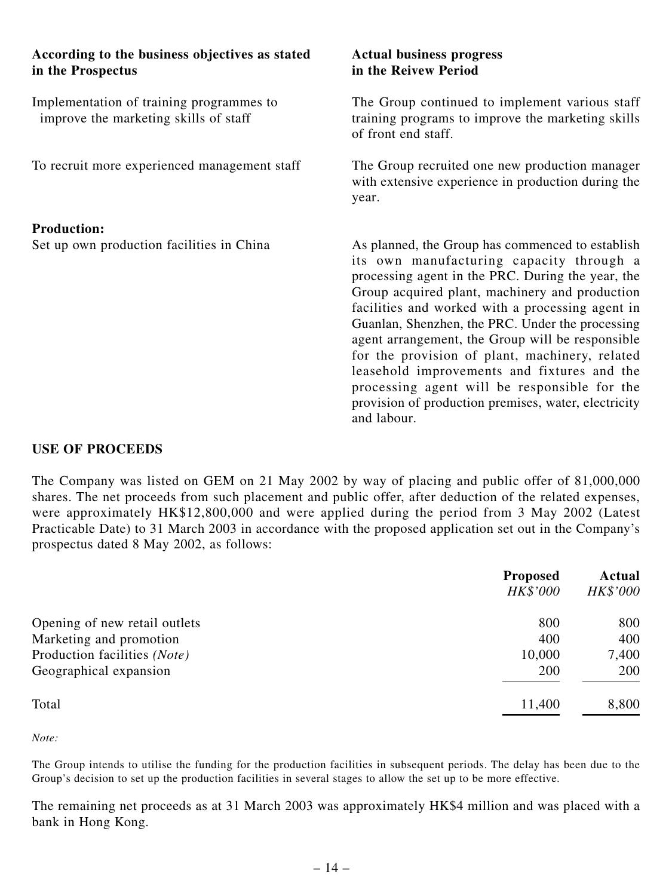| According to the business objectives as stated in the Prospectus | Actual business progress in the Reivew Period |
|---|---|
| Implementation of training programmes to improve the marketing skills of staff | The Group continued to implement various staff training programs to improve the marketing skills of front end staff. |
| To recruit more experienced management staff | The Group recruited one new production manager with extensive experience in production during the year. |
| **Production:** | |
| Set up own production facilities in China | As planned, the Group has commenced to establish its own manufacturing capacity through a processing agent in the PRC. During the year, the Group acquired plant, machinery and production facilities and worked with a processing agent in Guanlan, Shenzhen, the PRC. Under the processing agent arrangement, the Group will be responsible for the provision of plant, machinery, related leasehold improvements and fixtures and the processing agent will be responsible for the provision of production premises, water, electricity and labour. |

## USE OF PROCEEDS

The Company was listed on GEM on 21 May 2002 by way of placing and public offer of 81,000,000 shares. The net proceeds from such placement and public offer, after deduction of the related expenses, were approximately HK$12,800,000 and were applied during the period from 3 May 2002 (Latest Practicable Date) to 31 March 2003 in accordance with the proposed application set out in the Company's prospectus dated 8 May 2002, as follows:

| | **Proposed** *HK$'000* | **Actual** *HK$'000* |
|---|---|---|
| Opening of new retail outlets | 800 | 800 |
| Marketing and promotion | 400 | 400 |
| Production facilities *(Note)* | 10,000 | 7,400 |
| Geographical expansion | 200 | 200 |
| Total | 11,400 | 8,800 |

*Note:*

The Group intends to utilise the funding for the production facilities in subsequent periods. The delay has been due to the Group's decision to set up the production facilities in several stages to allow the set up to be more effective.

The remaining net proceeds as at 31 March 2003 was approximately HK$4 million and was placed with a bank in Hong Kong.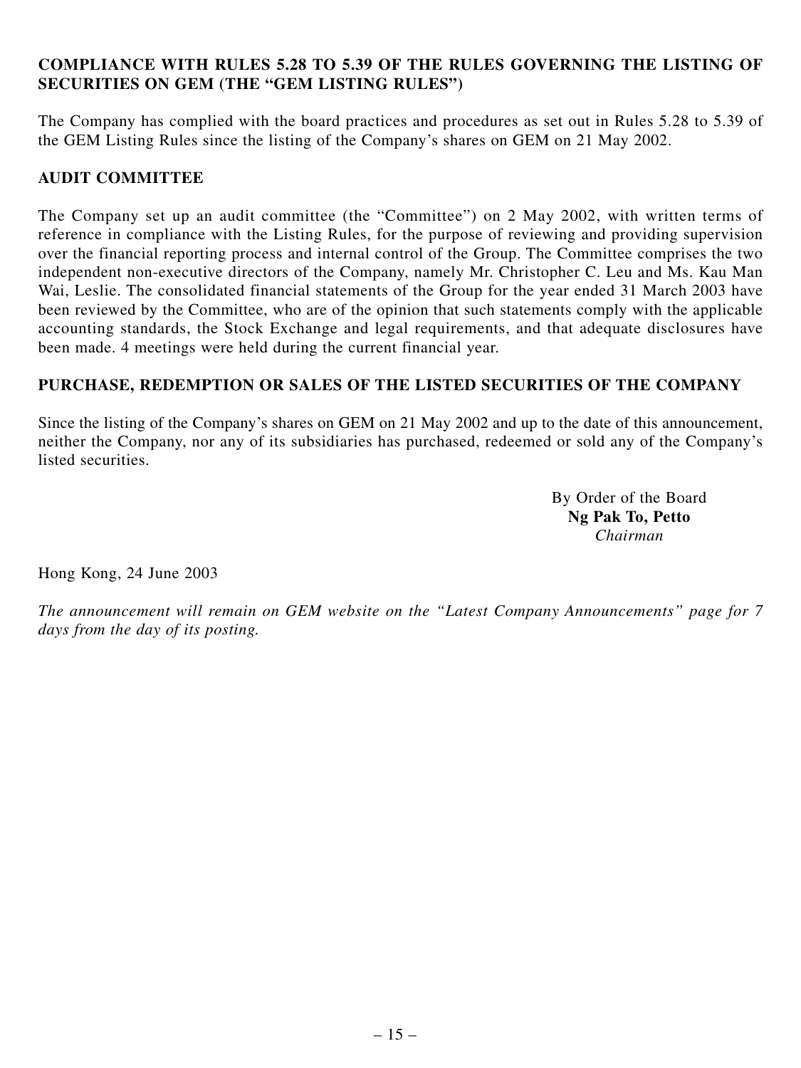## COMPLIANCE WITH RULES 5.28 TO 5.39 OF THE RULES GOVERNING THE LISTING OF SECURITIES ON GEM (THE "GEM LISTING RULES")

The Company has complied with the board practices and procedures as set out in Rules 5.28 to 5.39 of the GEM Listing Rules since the listing of the Company's shares on GEM on 21 May 2002.

## AUDIT COMMITTEE

The Company set up an audit committee (the "Committee") on 2 May 2002, with written terms of reference in compliance with the Listing Rules, for the purpose of reviewing and providing supervision over the financial reporting process and internal control of the Group. The Committee comprises the two independent non-executive directors of the Company, namely Mr. Christopher C. Leu and Ms. Kau Man Wai, Leslie. The consolidated financial statements of the Group for the year ended 31 March 2003 have been reviewed by the Committee, who are of the opinion that such statements comply with the applicable accounting standards, the Stock Exchange and legal requirements, and that adequate disclosures have been made. 4 meetings were held during the current financial year.

## PURCHASE, REDEMPTION OR SALES OF THE LISTED SECURITIES OF THE COMPANY

Since the listing of the Company's shares on GEM on 21 May 2002 and up to the date of this announcement, neither the Company, nor any of its subsidiaries has purchased, redeemed or sold any of the Company's listed securities.

By Order of the Board
**Ng Pak To, Petto**
*Chairman*

Hong Kong, 24 June 2003

*The announcement will remain on GEM website on the "Latest Company Announcements" page for 7 days from the day of its posting.*